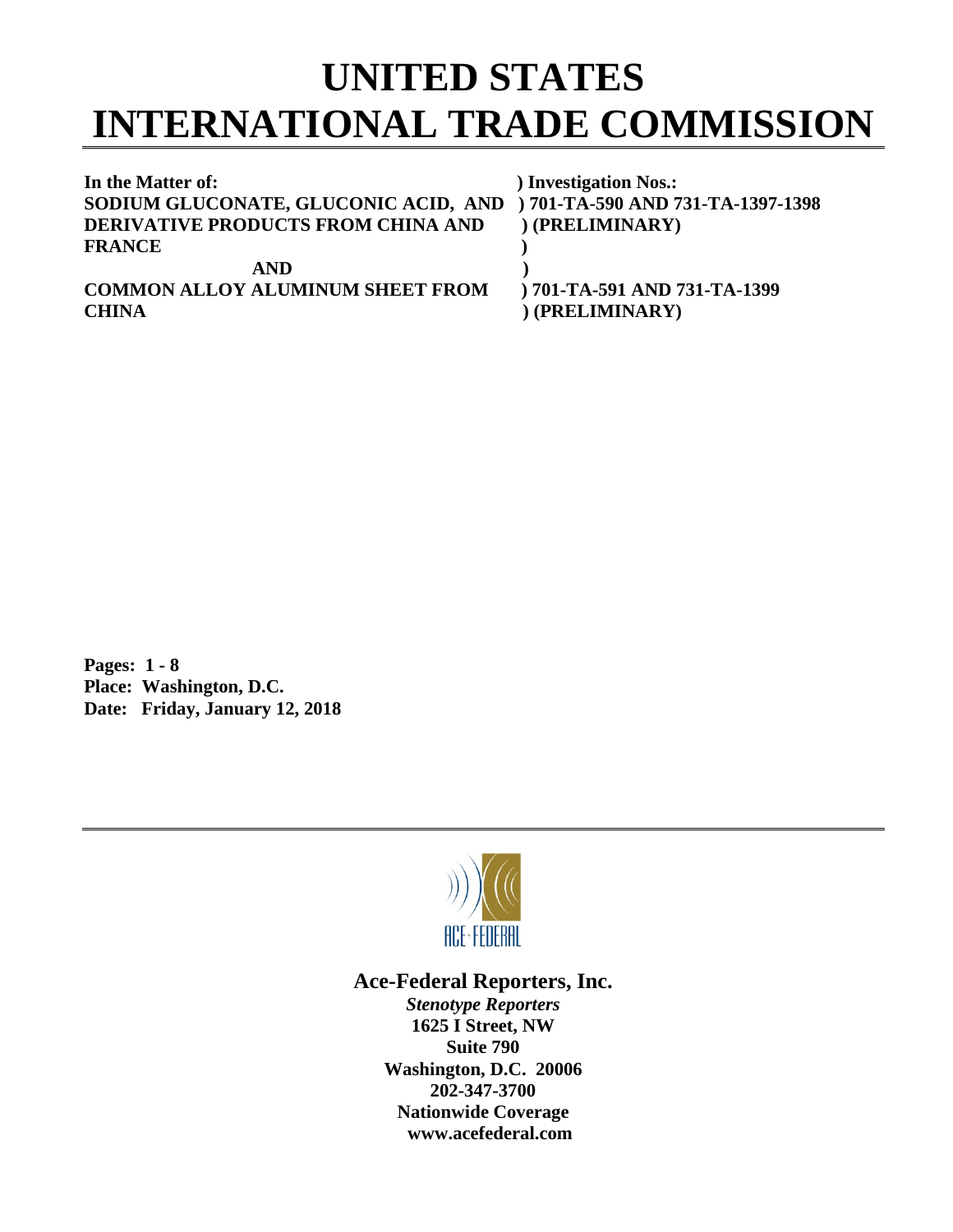# UNITED STATES INTERNATIONAL TRADE COMMISSION

**In the Matter of:** ) **Investigation Nos.:**
**SODIUM GLUCONATE, GLUCONIC ACID, AND** ) **701-TA-590 AND 731-TA-1397-1398**
**DERIVATIVE PRODUCTS FROM CHINA AND** ) **(PRELIMINARY)**
**FRANCE** )
**AND** )
**COMMON ALLOY ALUMINUM SHEET FROM** ) **701-TA-591 AND 731-TA-1399**
**CHINA** ) **(PRELIMINARY)**

**Pages: 1 - 8**
**Place: Washington, D.C.**
**Date: Friday, January 12, 2018**

ACE·FEDERAL

**Ace-Federal Reporters, Inc.**
***Stenotype Reporters***
**1625 I Street, NW**
**Suite 790**
**Washington, D.C. 20006**
**202-347-3700**
**Nationwide Coverage**
**www.acefederal.com**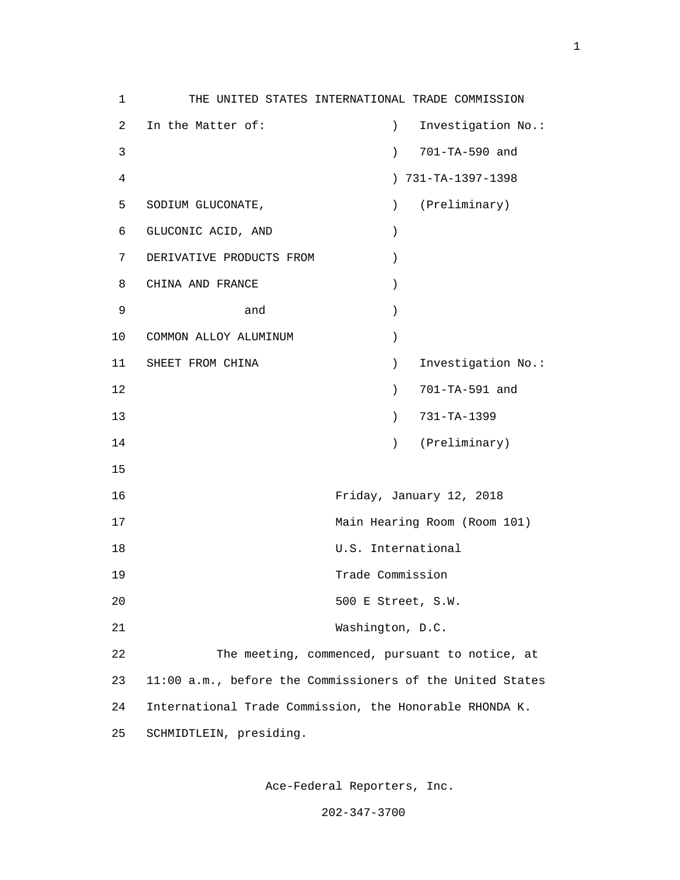THE UNITED STATES INTERNATIONAL TRADE COMMISSION

| In the Matter of: | ) | Investigation No.: |
|---|---|---|
| | ) | 701-TA-590 and |
| | ) | 731-TA-1397-1398 |
| SODIUM GLUCONATE, | ) | (Preliminary) |
| GLUCONIC ACID, AND | ) | |
| DERIVATIVE PRODUCTS FROM | ) | |
| CHINA AND FRANCE | ) | |
| and | ) | |
| COMMON ALLOY ALUMINUM | ) | |
| SHEET FROM CHINA | ) | Investigation No.: |
| | ) | 701-TA-591 and |
| | ) | 731-TA-1399 |
| | ) | (Preliminary) |

Friday, January 12, 2018
Main Hearing Room (Room 101)
U.S. International
Trade Commission
500 E Street, S.W.
Washington, D.C.

The meeting, commenced, pursuant to notice, at 11:00 a.m., before the Commissioners of the United States International Trade Commission, the Honorable RHONDA K. SCHMIDTLEIN, presiding.

Ace-Federal Reporters, Inc.
202-347-3700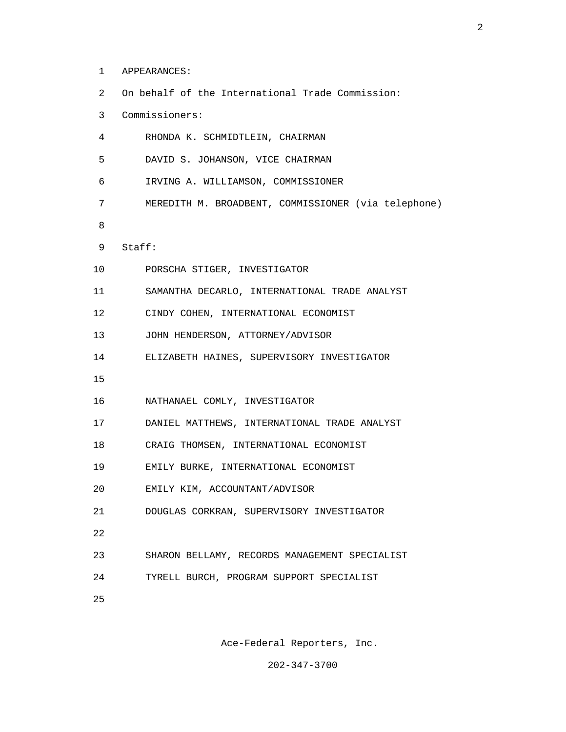APPEARANCES:

On behalf of the International Trade Commission:

Commissioners:

RHONDA K. SCHMIDTLEIN, CHAIRMAN

DAVID S. JOHANSON, VICE CHAIRMAN

IRVING A. WILLIAMSON, COMMISSIONER

MEREDITH M. BROADBENT, COMMISSIONER (via telephone)

Staff:

PORSCHA STIGER, INVESTIGATOR

SAMANTHA DECARLO, INTERNATIONAL TRADE ANALYST

CINDY COHEN, INTERNATIONAL ECONOMIST

JOHN HENDERSON, ATTORNEY/ADVISOR

ELIZABETH HAINES, SUPERVISORY INVESTIGATOR

NATHANAEL COMLY, INVESTIGATOR

DANIEL MATTHEWS, INTERNATIONAL TRADE ANALYST

CRAIG THOMSEN, INTERNATIONAL ECONOMIST

EMILY BURKE, INTERNATIONAL ECONOMIST

EMILY KIM, ACCOUNTANT/ADVISOR

DOUGLAS CORKRAN, SUPERVISORY INVESTIGATOR

SHARON BELLAMY, RECORDS MANAGEMENT SPECIALIST

TYRELL BURCH, PROGRAM SUPPORT SPECIALIST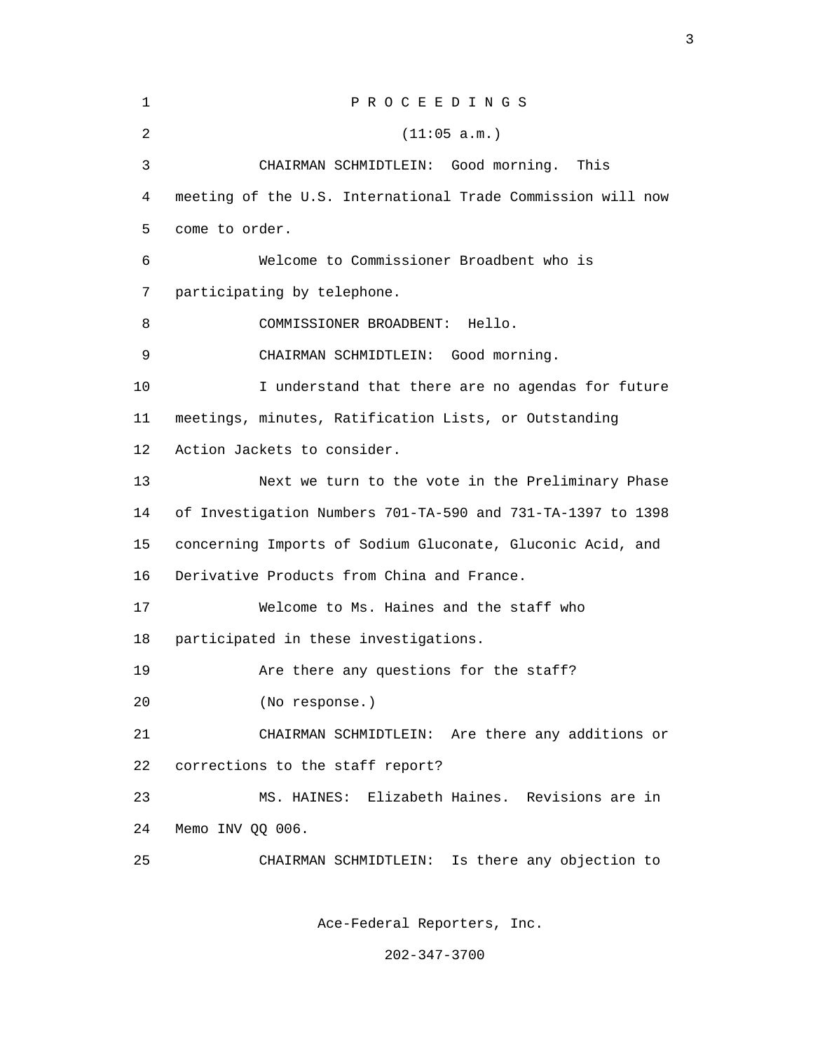# P R O C E E D I N G S

(11:05 a.m.)

CHAIRMAN SCHMIDTLEIN: Good morning. This meeting of the U.S. International Trade Commission will now come to order.

Welcome to Commissioner Broadbent who is participating by telephone.

COMMISSIONER BROADBENT: Hello.

CHAIRMAN SCHMIDTLEIN: Good morning.

I understand that there are no agendas for future meetings, minutes, Ratification Lists, or Outstanding Action Jackets to consider.

Next we turn to the vote in the Preliminary Phase of Investigation Numbers 701-TA-590 and 731-TA-1397 to 1398 concerning Imports of Sodium Gluconate, Gluconic Acid, and Derivative Products from China and France.

Welcome to Ms. Haines and the staff who participated in these investigations.

Are there any questions for the staff?

(No response.)

CHAIRMAN SCHMIDTLEIN: Are there any additions or corrections to the staff report?

MS. HAINES: Elizabeth Haines. Revisions are in Memo INV QQ 006.

CHAIRMAN SCHMIDTLEIN: Is there any objection to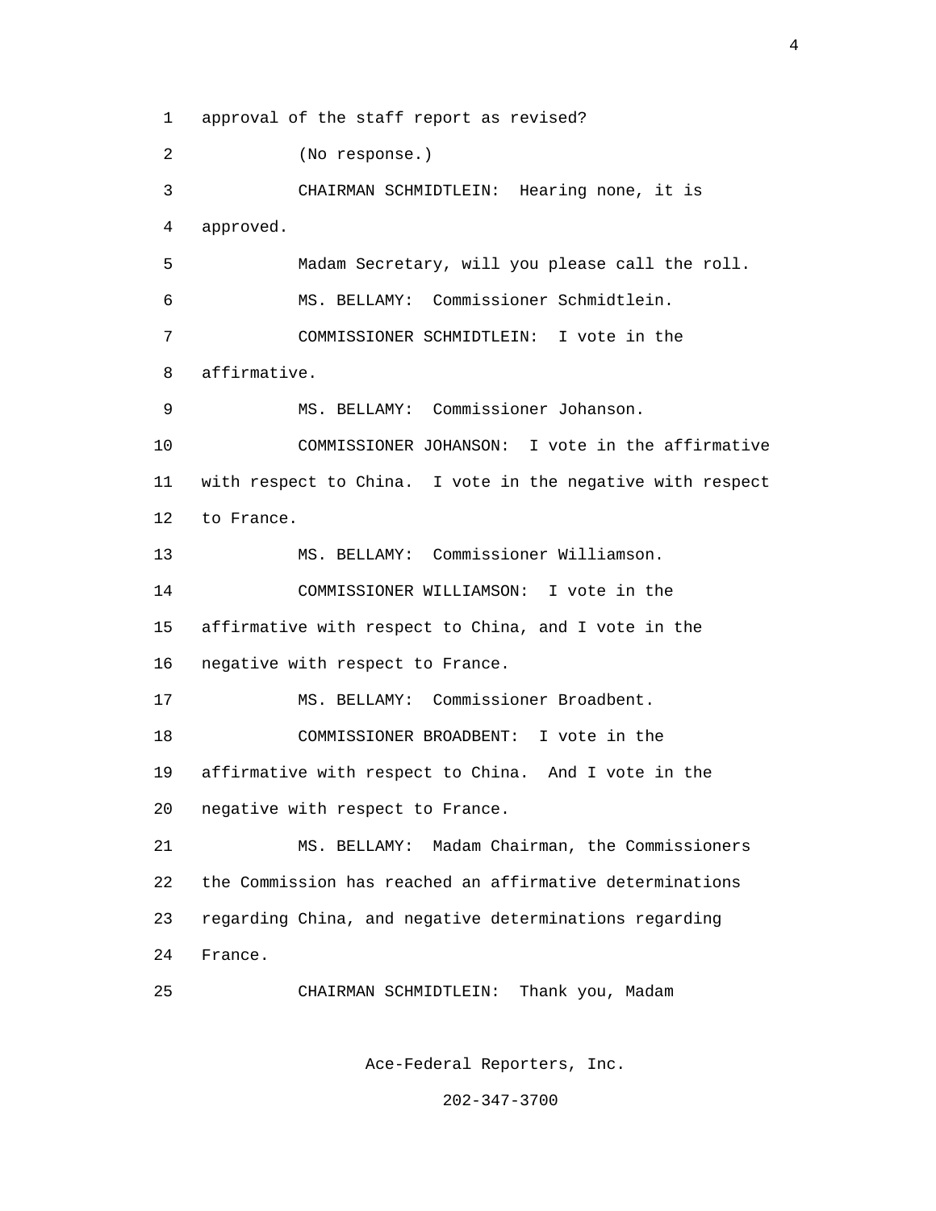approval of the staff report as revised?

(No response.)

CHAIRMAN SCHMIDTLEIN: Hearing none, it is approved.

Madam Secretary, will you please call the roll.

MS. BELLAMY: Commissioner Schmidtlein.

COMMISSIONER SCHMIDTLEIN: I vote in the affirmative.

MS. BELLAMY: Commissioner Johanson.

COMMISSIONER JOHANSON: I vote in the affirmative with respect to China. I vote in the negative with respect to France.

MS. BELLAMY: Commissioner Williamson.

COMMISSIONER WILLIAMSON: I vote in the affirmative with respect to China, and I vote in the negative with respect to France.

MS. BELLAMY: Commissioner Broadbent.

COMMISSIONER BROADBENT: I vote in the affirmative with respect to China. And I vote in the negative with respect to France.

MS. BELLAMY: Madam Chairman, the Commissioners the Commission has reached an affirmative determinations regarding China, and negative determinations regarding France.

CHAIRMAN SCHMIDTLEIN: Thank you, Madam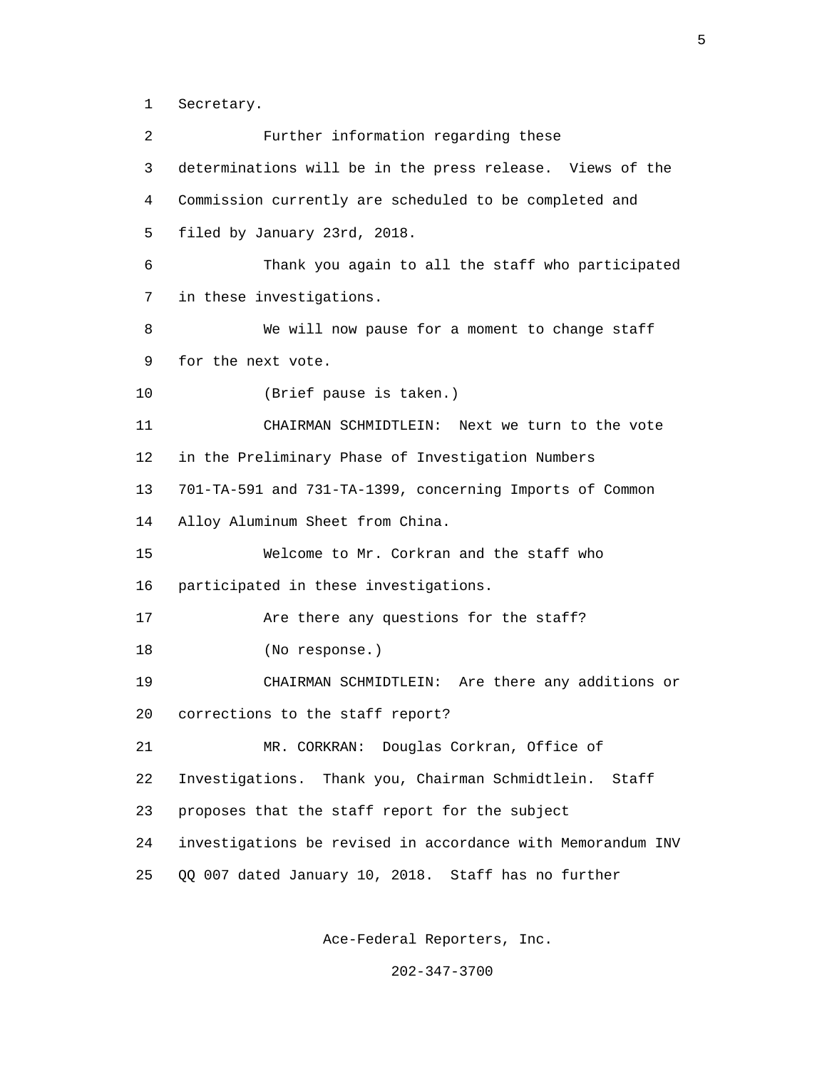1 Secretary.

2 Further information regarding these

3 determinations will be in the press release. Views of the

4 Commission currently are scheduled to be completed and

5 filed by January 23rd, 2018.

6 Thank you again to all the staff who participated

7 in these investigations.

8 We will now pause for a moment to change staff

9 for the next vote.

10 (Brief pause is taken.)

11 CHAIRMAN SCHMIDTLEIN: Next we turn to the vote

12 in the Preliminary Phase of Investigation Numbers

13 701-TA-591 and 731-TA-1399, concerning Imports of Common

14 Alloy Aluminum Sheet from China.

15 Welcome to Mr. Corkran and the staff who

16 participated in these investigations.

17 Are there any questions for the staff?

18 (No response.)

19 CHAIRMAN SCHMIDTLEIN: Are there any additions or

20 corrections to the staff report?

21 MR. CORKRAN: Douglas Corkran, Office of

22 Investigations. Thank you, Chairman Schmidtlein. Staff

23 proposes that the staff report for the subject

24 investigations be revised in accordance with Memorandum INV

25 QQ 007 dated January 10, 2018. Staff has no further

Ace-Federal Reporters, Inc.

202-347-3700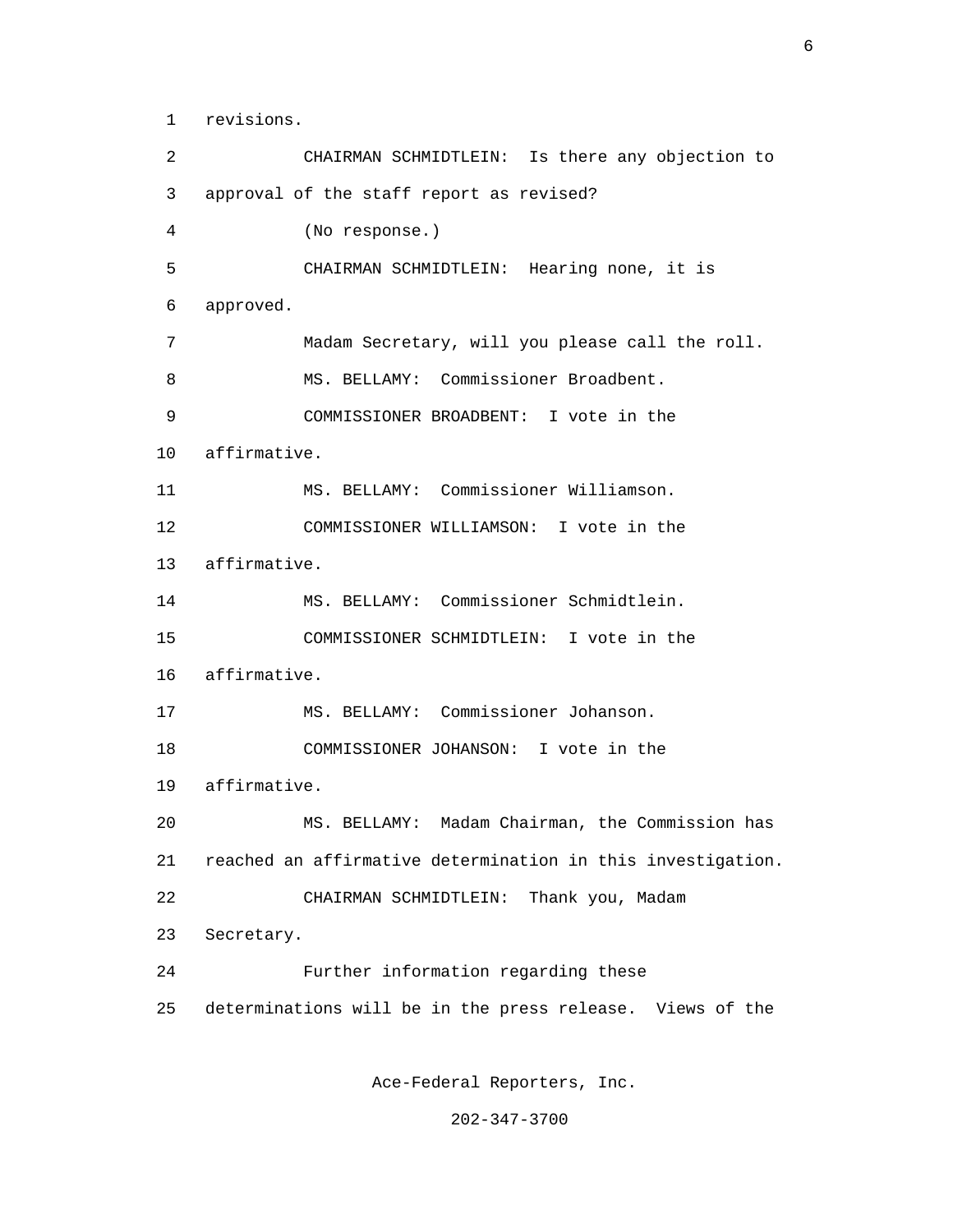revisions.

CHAIRMAN SCHMIDTLEIN: Is there any objection to approval of the staff report as revised?

(No response.)

CHAIRMAN SCHMIDTLEIN: Hearing none, it is approved.

Madam Secretary, will you please call the roll.

MS. BELLAMY: Commissioner Broadbent.

COMMISSIONER BROADBENT: I vote in the affirmative.

MS. BELLAMY: Commissioner Williamson.

COMMISSIONER WILLIAMSON: I vote in the affirmative.

MS. BELLAMY: Commissioner Schmidtlein.

COMMISSIONER SCHMIDTLEIN: I vote in the affirmative.

MS. BELLAMY: Commissioner Johanson.

COMMISSIONER JOHANSON: I vote in the affirmative.

MS. BELLAMY: Madam Chairman, the Commission has reached an affirmative determination in this investigation.

CHAIRMAN SCHMIDTLEIN: Thank you, Madam Secretary.

Further information regarding these determinations will be in the press release. Views of the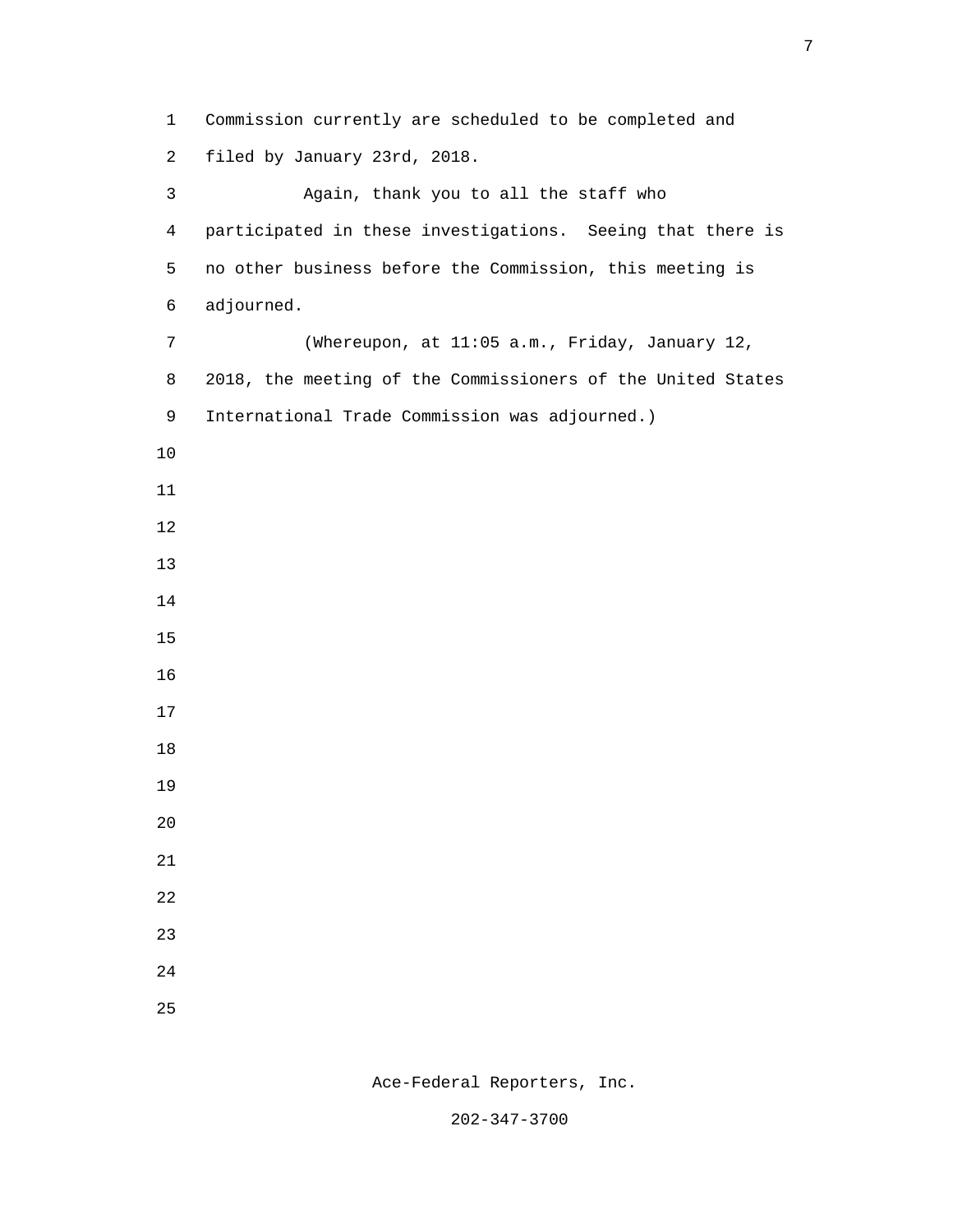Commission currently are scheduled to be completed and filed by January 23rd, 2018.

Again, thank you to all the staff who participated in these investigations. Seeing that there is no other business before the Commission, this meeting is adjourned.

(Whereupon, at 11:05 a.m., Friday, January 12, 2018, the meeting of the Commissioners of the United States International Trade Commission was adjourned.)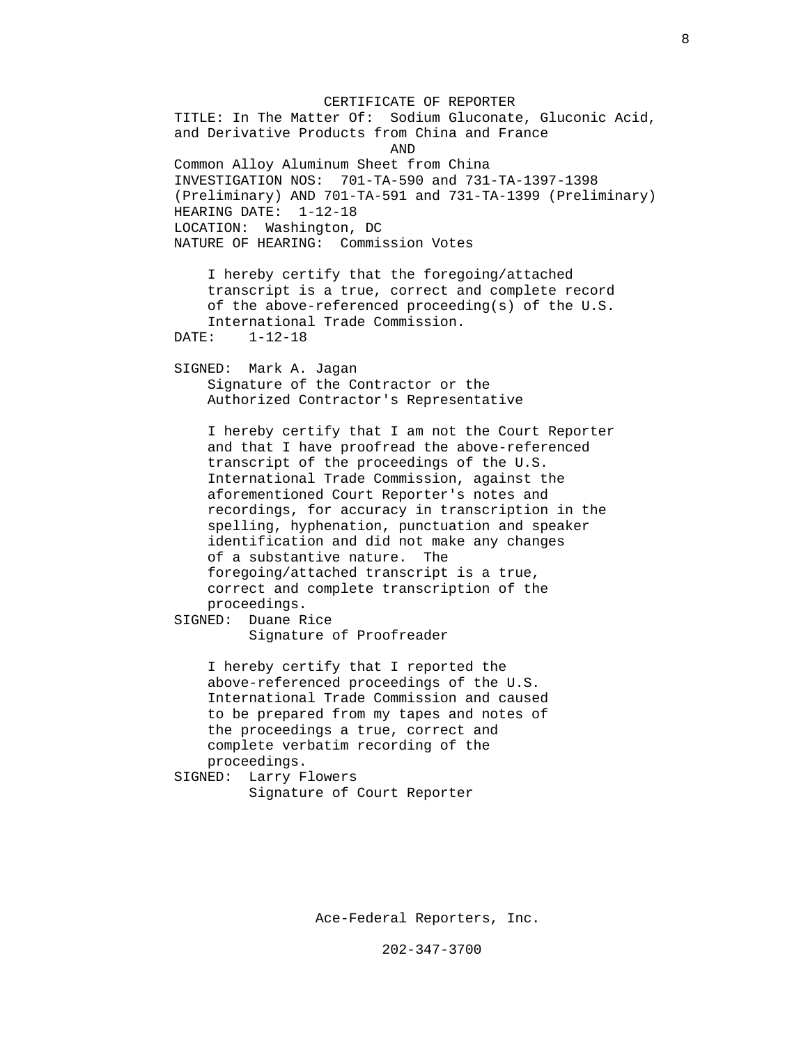# CERTIFICATE OF REPORTER

TITLE: In The Matter Of: Sodium Gluconate, Gluconic Acid, and Derivative Products from China and France

AND

Common Alloy Aluminum Sheet from China

INVESTIGATION NOS: 701-TA-590 and 731-TA-1397-1398 (Preliminary) AND 701-TA-591 and 731-TA-1399 (Preliminary)

HEARING DATE: 1-12-18

LOCATION: Washington, DC

NATURE OF HEARING: Commission Votes

I hereby certify that the foregoing/attached transcript is a true, correct and complete record of the above-referenced proceeding(s) of the U.S. International Trade Commission.

DATE: 1-12-18

SIGNED: Mark A. Jagan
Signature of the Contractor or the Authorized Contractor's Representative

I hereby certify that I am not the Court Reporter and that I have proofread the above-referenced transcript of the proceedings of the U.S. International Trade Commission, against the aforementioned Court Reporter's notes and recordings, for accuracy in transcription in the spelling, hyphenation, punctuation and speaker identification and did not make any changes of a substantive nature. The foregoing/attached transcript is a true, correct and complete transcription of the proceedings.

SIGNED: Duane Rice
Signature of Proofreader

I hereby certify that I reported the above-referenced proceedings of the U.S. International Trade Commission and caused to be prepared from my tapes and notes of the proceedings a true, correct and complete verbatim recording of the proceedings.

SIGNED: Larry Flowers
Signature of Court Reporter

Ace-Federal Reporters, Inc.

202-347-3700